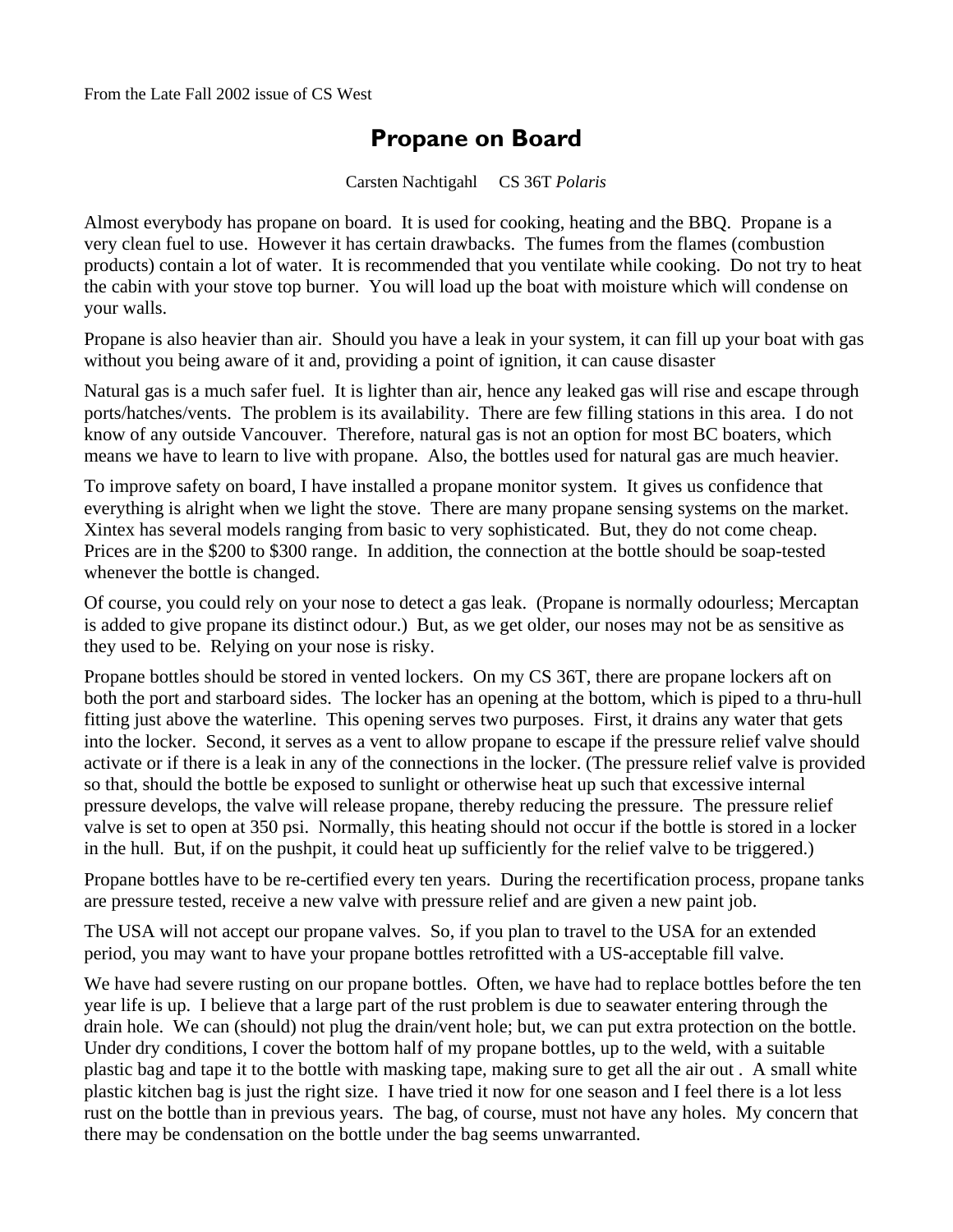From the Late Fall 2002 issue of CS West

# Propane on Board

Carsten Nachtigahl    CS 36T *Polaris*

Almost everybody has propane on board. It is used for cooking, heating and the BBQ. Propane is a very clean fuel to use. However it has certain drawbacks. The fumes from the flames (combustion products) contain a lot of water. It is recommended that you ventilate while cooking. Do not try to heat the cabin with your stove top burner. You will load up the boat with moisture which will condense on your walls.

Propane is also heavier than air. Should you have a leak in your system, it can fill up your boat with gas without you being aware of it and, providing a point of ignition, it can cause disaster

Natural gas is a much safer fuel. It is lighter than air, hence any leaked gas will rise and escape through ports/hatches/vents. The problem is its availability. There are few filling stations in this area. I do not know of any outside Vancouver. Therefore, natural gas is not an option for most BC boaters, which means we have to learn to live with propane. Also, the bottles used for natural gas are much heavier.

To improve safety on board, I have installed a propane monitor system. It gives us confidence that everything is alright when we light the stove. There are many propane sensing systems on the market. Xintex has several models ranging from basic to very sophisticated. But, they do not come cheap. Prices are in the $200 to $300 range. In addition, the connection at the bottle should be soap-tested whenever the bottle is changed.

Of course, you could rely on your nose to detect a gas leak. (Propane is normally odourless; Mercaptan is added to give propane its distinct odour.) But, as we get older, our noses may not be as sensitive as they used to be. Relying on your nose is risky.

Propane bottles should be stored in vented lockers. On my CS 36T, there are propane lockers aft on both the port and starboard sides. The locker has an opening at the bottom, which is piped to a thru-hull fitting just above the waterline. This opening serves two purposes. First, it drains any water that gets into the locker. Second, it serves as a vent to allow propane to escape if the pressure relief valve should activate or if there is a leak in any of the connections in the locker. (The pressure relief valve is provided so that, should the bottle be exposed to sunlight or otherwise heat up such that excessive internal pressure develops, the valve will release propane, thereby reducing the pressure. The pressure relief valve is set to open at 350 psi. Normally, this heating should not occur if the bottle is stored in a locker in the hull. But, if on the pushpit, it could heat up sufficiently for the relief valve to be triggered.)

Propane bottles have to be re-certified every ten years. During the recertification process, propane tanks are pressure tested, receive a new valve with pressure relief and are given a new paint job.

The USA will not accept our propane valves. So, if you plan to travel to the USA for an extended period, you may want to have your propane bottles retrofitted with a US-acceptable fill valve.

We have had severe rusting on our propane bottles. Often, we have had to replace bottles before the ten year life is up. I believe that a large part of the rust problem is due to seawater entering through the drain hole. We can (should) not plug the drain/vent hole; but, we can put extra protection on the bottle. Under dry conditions, I cover the bottom half of my propane bottles, up to the weld, with a suitable plastic bag and tape it to the bottle with masking tape, making sure to get all the air out . A small white plastic kitchen bag is just the right size. I have tried it now for one season and I feel there is a lot less rust on the bottle than in previous years. The bag, of course, must not have any holes. My concern that there may be condensation on the bottle under the bag seems unwarranted.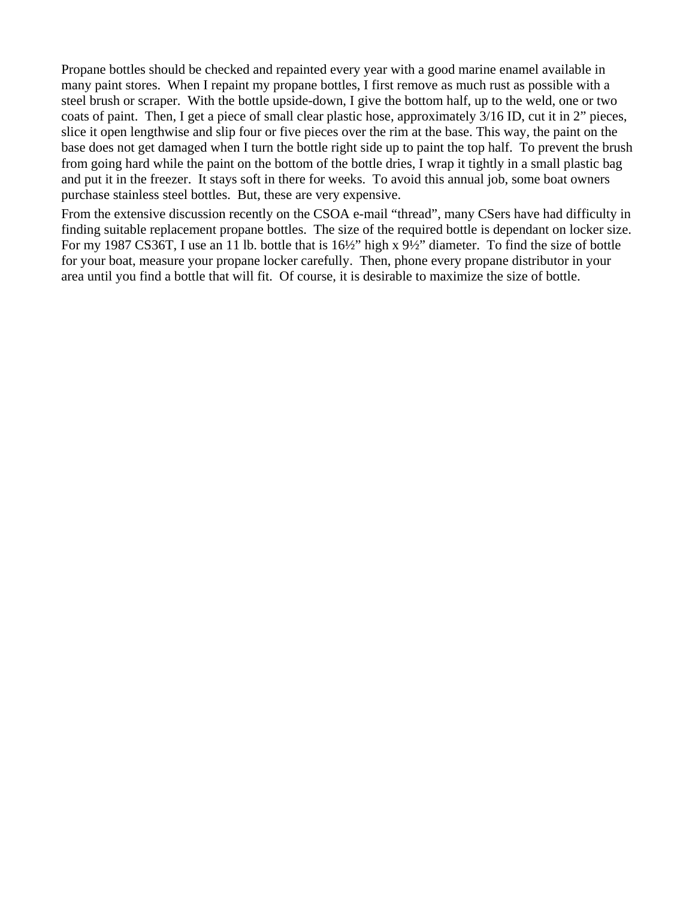Propane bottles should be checked and repainted every year with a good marine enamel available in many paint stores.  When I repaint my propane bottles, I first remove as much rust as possible with a steel brush or scraper.  With the bottle upside-down, I give the bottom half, up to the weld, one or two coats of paint.  Then, I get a piece of small clear plastic hose, approximately 3/16 ID, cut it in 2" pieces, slice it open lengthwise and slip four or five pieces over the rim at the base. This way, the paint on the base does not get damaged when I turn the bottle right side up to paint the top half.  To prevent the brush from going hard while the paint on the bottom of the bottle dries, I wrap it tightly in a small plastic bag and put it in the freezer.  It stays soft in there for weeks.  To avoid this annual job, some boat owners purchase stainless steel bottles.  But, these are very expensive.

From the extensive discussion recently on the CSOA e-mail "thread", many CSers have had difficulty in finding suitable replacement propane bottles.  The size of the required bottle is dependant on locker size.  For my 1987 CS36T, I use an 11 lb. bottle that is 16½" high x 9½" diameter.  To find the size of bottle for your boat, measure your propane locker carefully.  Then, phone every propane distributor in your area until you find a bottle that will fit.  Of course, it is desirable to maximize the size of bottle.